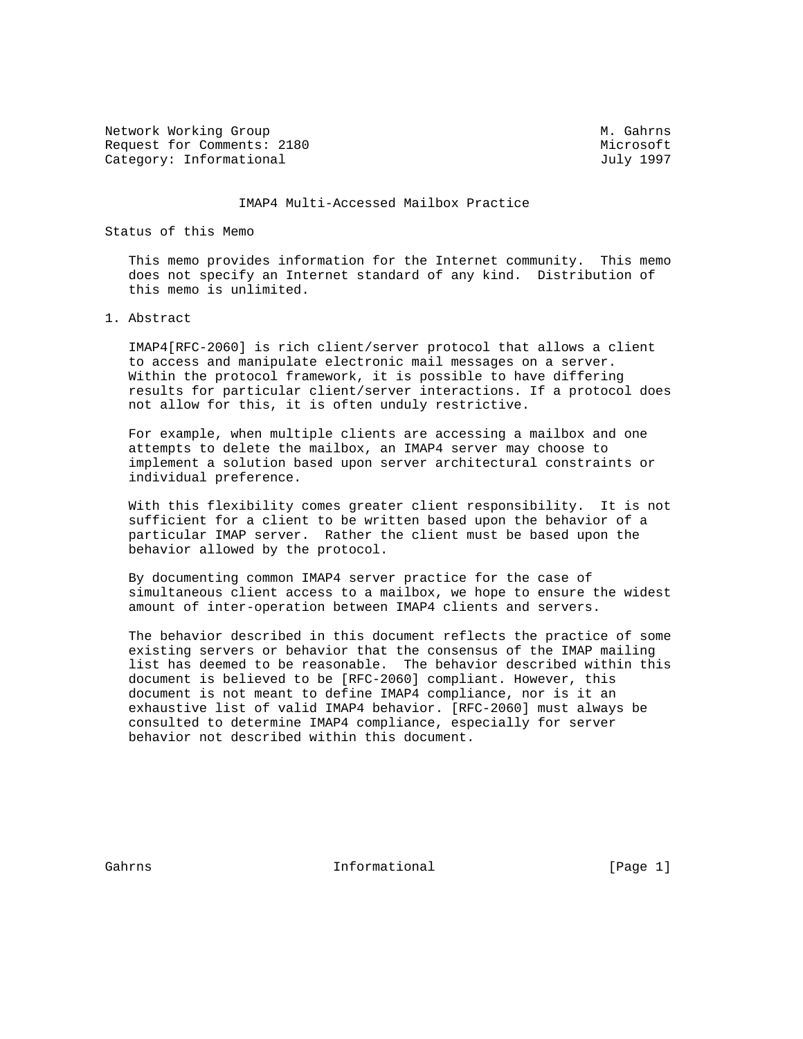Network Working Group M. Gahrns
Request for Comments: 2180 Microsoft
Category: Informational July 1997

# IMAP4 Multi-Accessed Mailbox Practice

## Status of this Memo

This memo provides information for the Internet community. This memo does not specify an Internet standard of any kind. Distribution of this memo is unlimited.

## 1. Abstract

IMAP4[RFC-2060] is rich client/server protocol that allows a client to access and manipulate electronic mail messages on a server. Within the protocol framework, it is possible to have differing results for particular client/server interactions. If a protocol does not allow for this, it is often unduly restrictive.

For example, when multiple clients are accessing a mailbox and one attempts to delete the mailbox, an IMAP4 server may choose to implement a solution based upon server architectural constraints or individual preference.

With this flexibility comes greater client responsibility. It is not sufficient for a client to be written based upon the behavior of a particular IMAP server. Rather the client must be based upon the behavior allowed by the protocol.

By documenting common IMAP4 server practice for the case of simultaneous client access to a mailbox, we hope to ensure the widest amount of inter-operation between IMAP4 clients and servers.

The behavior described in this document reflects the practice of some existing servers or behavior that the consensus of the IMAP mailing list has deemed to be reasonable. The behavior described within this document is believed to be [RFC-2060] compliant. However, this document is not meant to define IMAP4 compliance, nor is it an exhaustive list of valid IMAP4 behavior. [RFC-2060] must always be consulted to determine IMAP4 compliance, especially for server behavior not described within this document.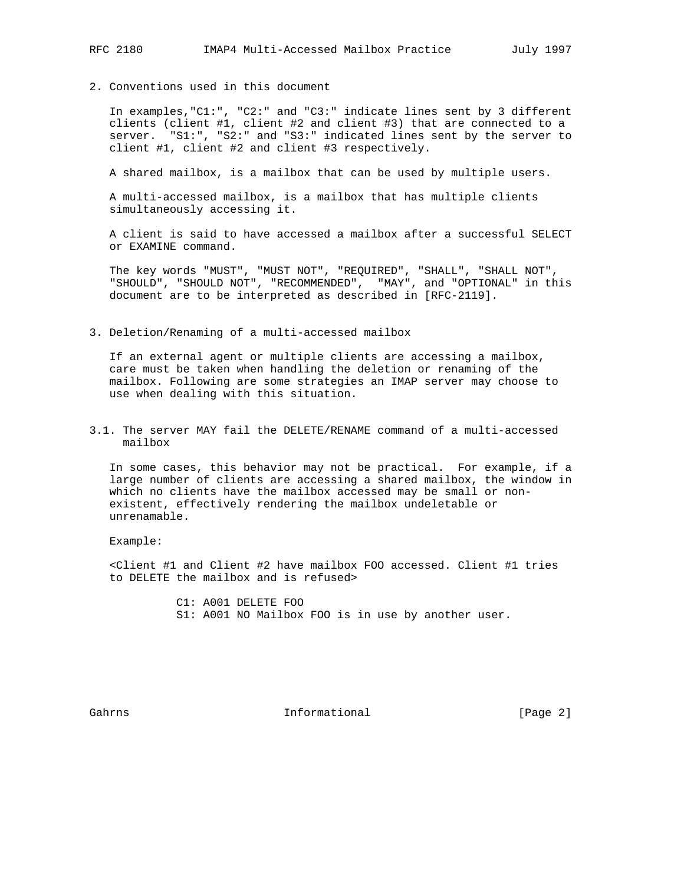## 2. Conventions used in this document

In examples,"C1:", "C2:" and "C3:" indicate lines sent by 3 different clients (client #1, client #2 and client #3) that are connected to a server. "S1:", "S2:" and "S3:" indicated lines sent by the server to client #1, client #2 and client #3 respectively.

A shared mailbox, is a mailbox that can be used by multiple users.

A multi-accessed mailbox, is a mailbox that has multiple clients simultaneously accessing it.

A client is said to have accessed a mailbox after a successful SELECT or EXAMINE command.

The key words "MUST", "MUST NOT", "REQUIRED", "SHALL", "SHALL NOT", "SHOULD", "SHOULD NOT", "RECOMMENDED", "MAY", and "OPTIONAL" in this document are to be interpreted as described in [RFC-2119].

## 3. Deletion/Renaming of a multi-accessed mailbox

If an external agent or multiple clients are accessing a mailbox, care must be taken when handling the deletion or renaming of the mailbox. Following are some strategies an IMAP server may choose to use when dealing with this situation.

### 3.1. The server MAY fail the DELETE/RENAME command of a multi-accessed mailbox

In some cases, this behavior may not be practical. For example, if a large number of clients are accessing a shared mailbox, the window in which no clients have the mailbox accessed may be small or non-existent, effectively rendering the mailbox undeletable or unrenamable.

Example:

<Client #1 and Client #2 have mailbox FOO accessed. Client #1 tries to DELETE the mailbox and is refused>

```
C1: A001 DELETE FOO
S1: A001 NO Mailbox FOO is in use by another user.
```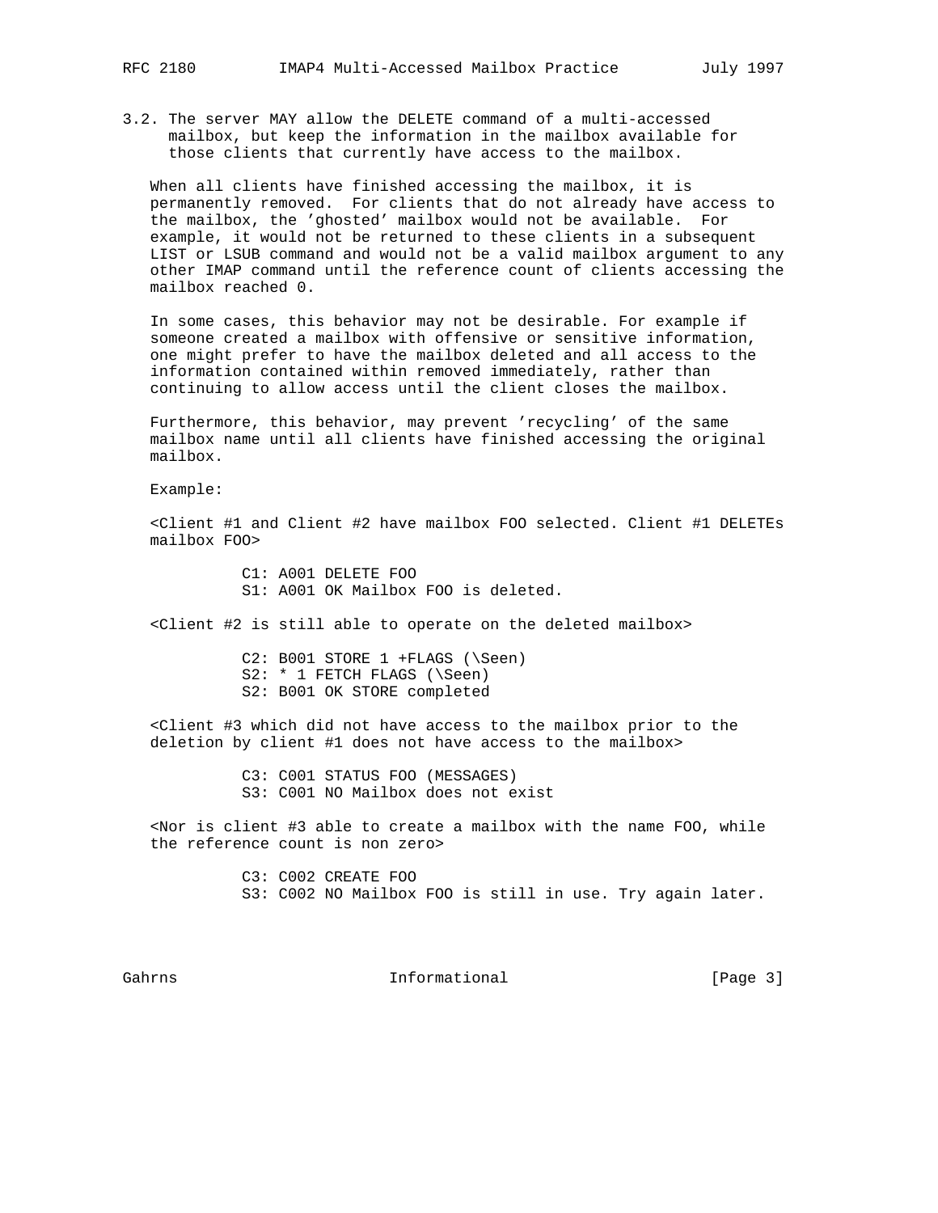### 3.2. The server MAY allow the DELETE command of a multi-accessed mailbox, but keep the information in the mailbox available for those clients that currently have access to the mailbox.

When all clients have finished accessing the mailbox, it is permanently removed. For clients that do not already have access to the mailbox, the 'ghosted' mailbox would not be available. For example, it would not be returned to these clients in a subsequent LIST or LSUB command and would not be a valid mailbox argument to any other IMAP command until the reference count of clients accessing the mailbox reached 0.

In some cases, this behavior may not be desirable. For example if someone created a mailbox with offensive or sensitive information, one might prefer to have the mailbox deleted and all access to the information contained within removed immediately, rather than continuing to allow access until the client closes the mailbox.

Furthermore, this behavior, may prevent 'recycling' of the same mailbox name until all clients have finished accessing the original mailbox.

Example:

<Client #1 and Client #2 have mailbox FOO selected. Client #1 DELETEs mailbox FOO>

```
C1: A001 DELETE FOO
S1: A001 OK Mailbox FOO is deleted.
```

<Client #2 is still able to operate on the deleted mailbox>

```
C2: B001 STORE 1 +FLAGS (\Seen)
S2: * 1 FETCH FLAGS (\Seen)
S2: B001 OK STORE completed
```

<Client #3 which did not have access to the mailbox prior to the deletion by client #1 does not have access to the mailbox>

```
C3: C001 STATUS FOO (MESSAGES)
S3: C001 NO Mailbox does not exist
```

<Nor is client #3 able to create a mailbox with the name FOO, while the reference count is non zero>

```
C3: C002 CREATE FOO
S3: C002 NO Mailbox FOO is still in use. Try again later.
```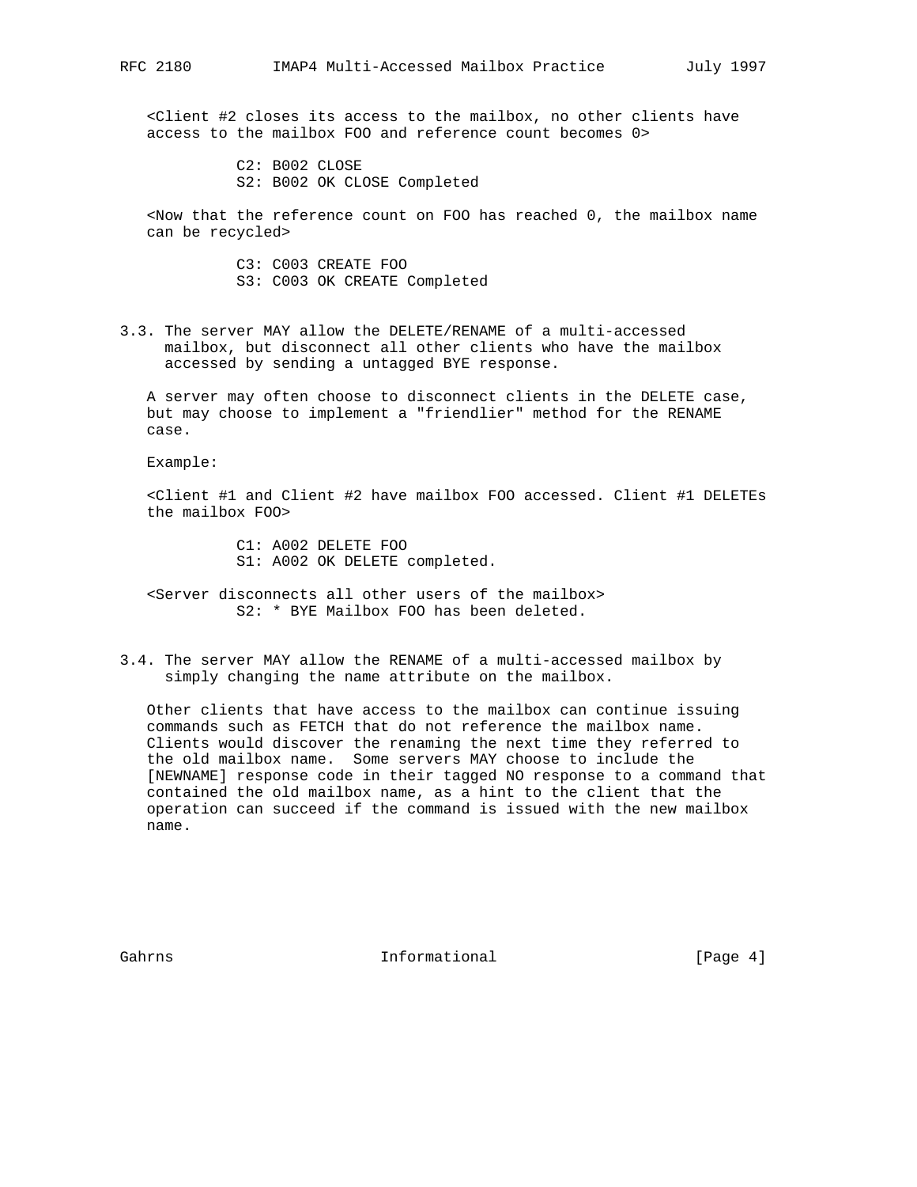<Client #2 closes its access to the mailbox, no other clients have access to the mailbox FOO and reference count becomes 0>

```
C2: B002 CLOSE
S2: B002 OK CLOSE Completed
```

<Now that the reference count on FOO has reached 0, the mailbox name can be recycled>

```
C3: C003 CREATE FOO
S3: C003 OK CREATE Completed
```

### 3.3. The server MAY allow the DELETE/RENAME of a multi-accessed mailbox, but disconnect all other clients who have the mailbox accessed by sending a untagged BYE response.

A server may often choose to disconnect clients in the DELETE case, but may choose to implement a "friendlier" method for the RENAME case.

Example:

<Client #1 and Client #2 have mailbox FOO accessed. Client #1 DELETEs the mailbox FOO>

```
C1: A002 DELETE FOO
S1: A002 OK DELETE completed.
```

<Server disconnects all other users of the mailbox>

```
S2: * BYE Mailbox FOO has been deleted.
```

### 3.4. The server MAY allow the RENAME of a multi-accessed mailbox by simply changing the name attribute on the mailbox.

Other clients that have access to the mailbox can continue issuing commands such as FETCH that do not reference the mailbox name. Clients would discover the renaming the next time they referred to the old mailbox name. Some servers MAY choose to include the [NEWNAME] response code in their tagged NO response to a command that contained the old mailbox name, as a hint to the client that the operation can succeed if the command is issued with the new mailbox name.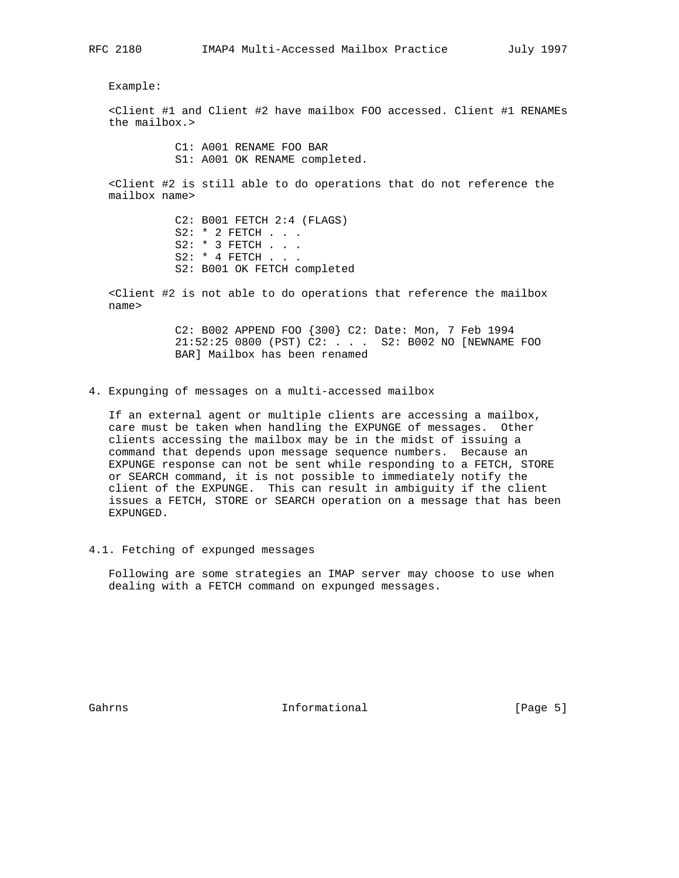Example:

<Client #1 and Client #2 have mailbox FOO accessed. Client #1 RENAMEs the mailbox.>

```
C1: A001 RENAME FOO BAR
S1: A001 OK RENAME completed.
```

<Client #2 is still able to do operations that do not reference the mailbox name>

```
C2: B001 FETCH 2:4 (FLAGS)
S2: * 2 FETCH . . .
S2: * 3 FETCH . . .
S2: * 4 FETCH . . .
S2: B001 OK FETCH completed
```

<Client #2 is not able to do operations that reference the mailbox name>

```
C2: B002 APPEND FOO {300} C2: Date: Mon, 7 Feb 1994
21:52:25 0800 (PST) C2: . . .  S2: B002 NO [NEWNAME FOO
BAR] Mailbox has been renamed
```

## 4. Expunging of messages on a multi-accessed mailbox

If an external agent or multiple clients are accessing a mailbox, care must be taken when handling the EXPUNGE of messages. Other clients accessing the mailbox may be in the midst of issuing a command that depends upon message sequence numbers. Because an EXPUNGE response can not be sent while responding to a FETCH, STORE or SEARCH command, it is not possible to immediately notify the client of the EXPUNGE. This can result in ambiguity if the client issues a FETCH, STORE or SEARCH operation on a message that has been EXPUNGED.

### 4.1. Fetching of expunged messages

Following are some strategies an IMAP server may choose to use when dealing with a FETCH command on expunged messages.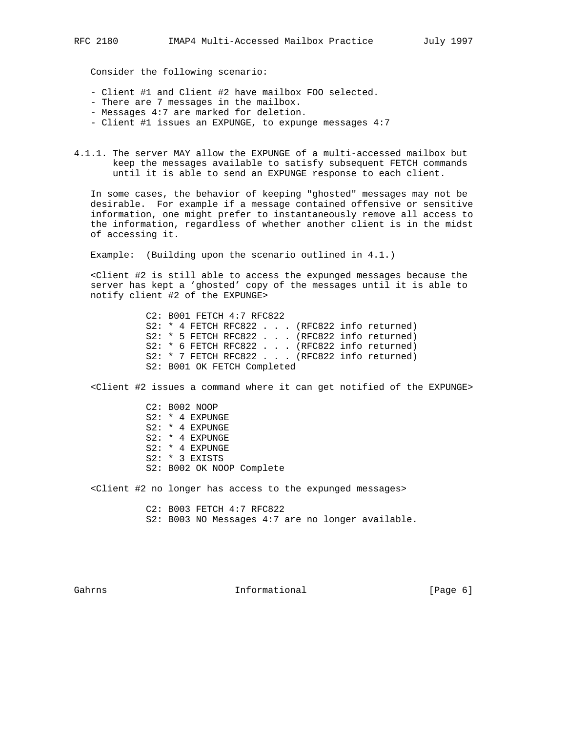Consider the following scenario:

- Client #1 and Client #2 have mailbox FOO selected.
- There are 7 messages in the mailbox.
- Messages 4:7 are marked for deletion.
- Client #1 issues an EXPUNGE, to expunge messages 4:7

### 4.1.1. The server MAY allow the EXPUNGE of a multi-accessed mailbox but keep the messages available to satisfy subsequent FETCH commands until it is able to send an EXPUNGE response to each client.

In some cases, the behavior of keeping "ghosted" messages may not be desirable. For example if a message contained offensive or sensitive information, one might prefer to instantaneously remove all access to the information, regardless of whether another client is in the midst of accessing it.

Example: (Building upon the scenario outlined in 4.1.)

<Client #2 is still able to access the expunged messages because the server has kept a 'ghosted' copy of the messages until it is able to notify client #2 of the EXPUNGE>

```
C2: B001 FETCH 4:7 RFC822
S2: * 4 FETCH RFC822 . . . (RFC822 info returned)
S2: * 5 FETCH RFC822 . . . (RFC822 info returned)
S2: * 6 FETCH RFC822 . . . (RFC822 info returned)
S2: * 7 FETCH RFC822 . . . (RFC822 info returned)
S2: B001 OK FETCH Completed
```

<Client #2 issues a command where it can get notified of the EXPUNGE>

```
C2: B002 NOOP
S2: * 4 EXPUNGE
S2: * 4 EXPUNGE
S2: * 4 EXPUNGE
S2: * 4 EXPUNGE
S2: * 3 EXISTS
S2: B002 OK NOOP Complete
```

<Client #2 no longer has access to the expunged messages>

```
C2: B003 FETCH 4:7 RFC822
S2: B003 NO Messages 4:7 are no longer available.
```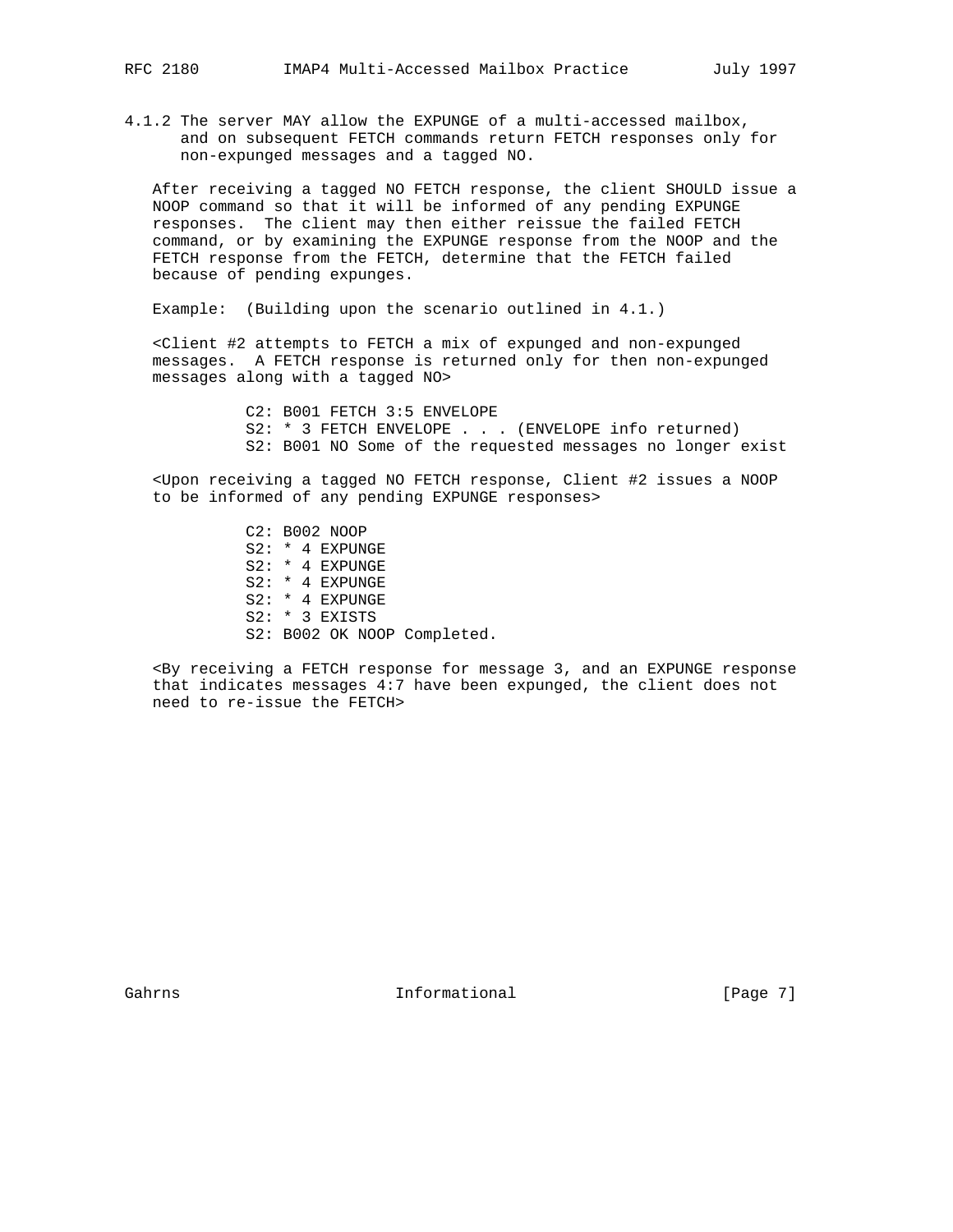4.1.2 The server MAY allow the EXPUNGE of a multi-accessed mailbox, and on subsequent FETCH commands return FETCH responses only for non-expunged messages and a tagged NO.

After receiving a tagged NO FETCH response, the client SHOULD issue a NOOP command so that it will be informed of any pending EXPUNGE responses. The client may then either reissue the failed FETCH command, or by examining the EXPUNGE response from the NOOP and the FETCH response from the FETCH, determine that the FETCH failed because of pending expunges.

Example: (Building upon the scenario outlined in 4.1.)

<Client #2 attempts to FETCH a mix of expunged and non-expunged messages. A FETCH response is returned only for then non-expunged messages along with a tagged NO>

```
C2: B001 FETCH 3:5 ENVELOPE
S2: * 3 FETCH ENVELOPE . . . (ENVELOPE info returned)
S2: B001 NO Some of the requested messages no longer exist
```

<Upon receiving a tagged NO FETCH response, Client #2 issues a NOOP to be informed of any pending EXPUNGE responses>

```
C2: B002 NOOP
S2: * 4 EXPUNGE
S2: * 4 EXPUNGE
S2: * 4 EXPUNGE
S2: * 4 EXPUNGE
S2: * 3 EXISTS
S2: B002 OK NOOP Completed.
```

<By receiving a FETCH response for message 3, and an EXPUNGE response that indicates messages 4:7 have been expunged, the client does not need to re-issue the FETCH>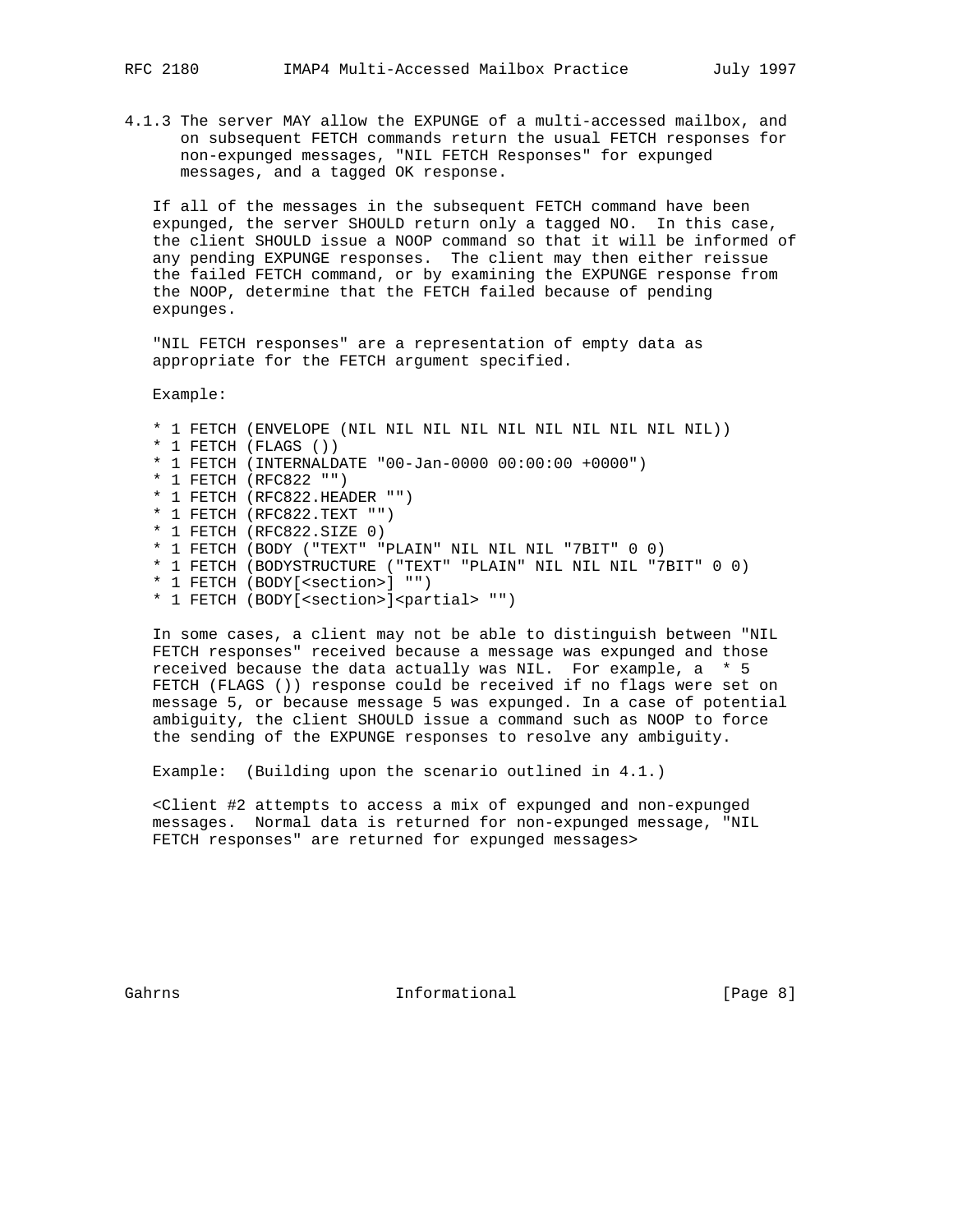4.1.3 The server MAY allow the EXPUNGE of a multi-accessed mailbox, and on subsequent FETCH commands return the usual FETCH responses for non-expunged messages, "NIL FETCH Responses" for expunged messages, and a tagged OK response.

If all of the messages in the subsequent FETCH command have been expunged, the server SHOULD return only a tagged NO. In this case, the client SHOULD issue a NOOP command so that it will be informed of any pending EXPUNGE responses. The client may then either reissue the failed FETCH command, or by examining the EXPUNGE response from the NOOP, determine that the FETCH failed because of pending expunges.

"NIL FETCH responses" are a representation of empty data as appropriate for the FETCH argument specified.

Example:

```
* 1 FETCH (ENVELOPE (NIL NIL NIL NIL NIL NIL NIL NIL NIL NIL))
* 1 FETCH (FLAGS ())
* 1 FETCH (INTERNALDATE "00-Jan-0000 00:00:00 +0000")
* 1 FETCH (RFC822 "")
* 1 FETCH (RFC822.HEADER "")
* 1 FETCH (RFC822.TEXT "")
* 1 FETCH (RFC822.SIZE 0)
* 1 FETCH (BODY ("TEXT" "PLAIN" NIL NIL NIL "7BIT" 0 0)
* 1 FETCH (BODYSTRUCTURE ("TEXT" "PLAIN" NIL NIL NIL "7BIT" 0 0)
* 1 FETCH (BODY[<section>] "")
* 1 FETCH (BODY[<section>]<partial> "")
```

In some cases, a client may not be able to distinguish between "NIL FETCH responses" received because a message was expunged and those received because the data actually was NIL. For example, a * 5 FETCH (FLAGS ()) response could be received if no flags were set on message 5, or because message 5 was expunged. In a case of potential ambiguity, the client SHOULD issue a command such as NOOP to force the sending of the EXPUNGE responses to resolve any ambiguity.

Example: (Building upon the scenario outlined in 4.1.)

<Client #2 attempts to access a mix of expunged and non-expunged messages. Normal data is returned for non-expunged message, "NIL FETCH responses" are returned for expunged messages>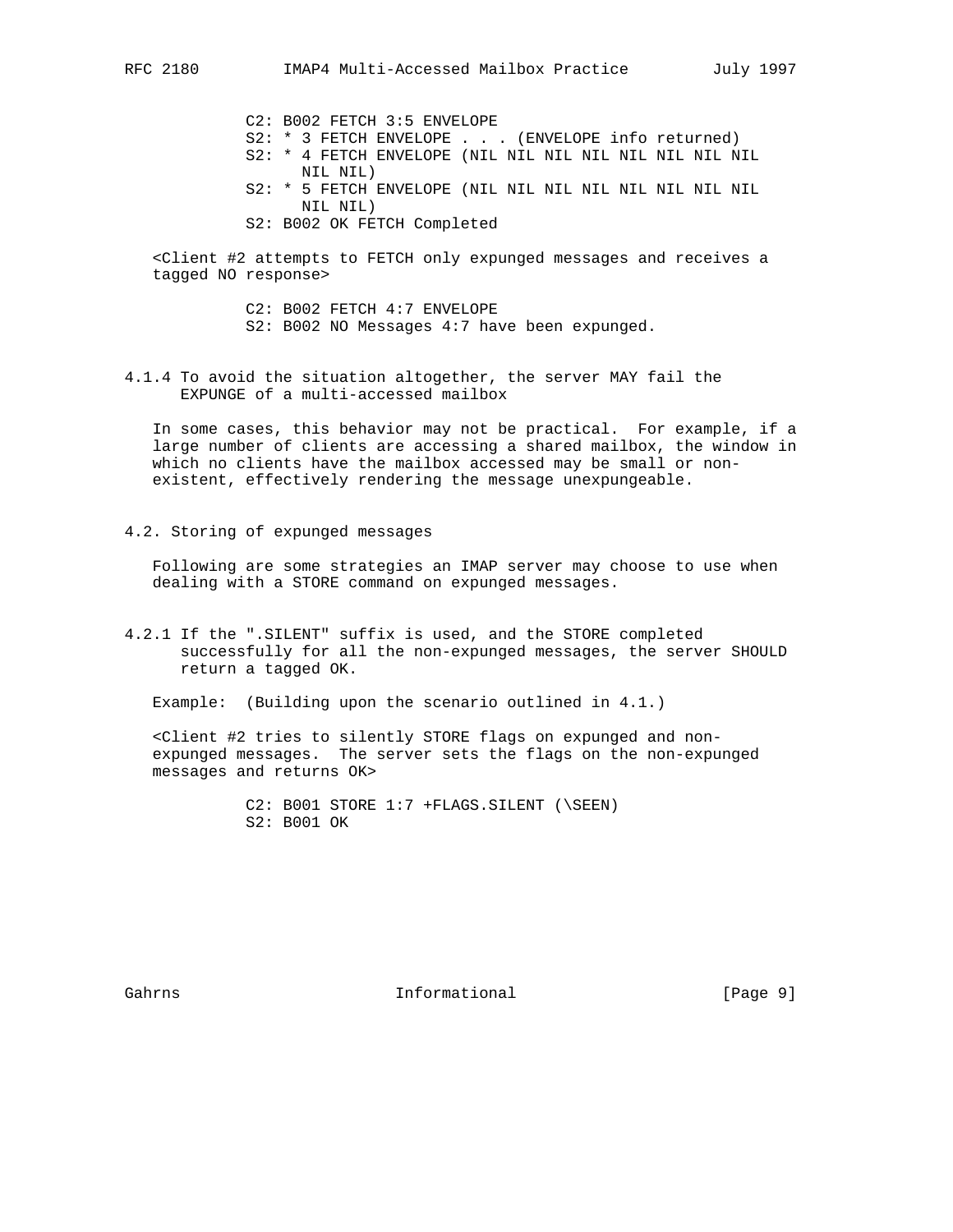```
C2: B002 FETCH 3:5 ENVELOPE
S2: * 3 FETCH ENVELOPE . . . (ENVELOPE info returned)
S2: * 4 FETCH ENVELOPE (NIL NIL NIL NIL NIL NIL NIL NIL
    NIL NIL)
S2: * 5 FETCH ENVELOPE (NIL NIL NIL NIL NIL NIL NIL NIL
    NIL NIL)
S2: B002 OK FETCH Completed
```

<Client #2 attempts to FETCH only expunged messages and receives a tagged NO response>

```
C2: B002 FETCH 4:7 ENVELOPE
S2: B002 NO Messages 4:7 have been expunged.
```

### 4.1.4 To avoid the situation altogether, the server MAY fail the EXPUNGE of a multi-accessed mailbox

In some cases, this behavior may not be practical. For example, if a large number of clients are accessing a shared mailbox, the window in which no clients have the mailbox accessed may be small or non-existent, effectively rendering the message unexpungeable.

## 4.2. Storing of expunged messages

Following are some strategies an IMAP server may choose to use when dealing with a STORE command on expunged messages.

### 4.2.1 If the ".SILENT" suffix is used, and the STORE completed successfully for all the non-expunged messages, the server SHOULD return a tagged OK.

Example: (Building upon the scenario outlined in 4.1.)

<Client #2 tries to silently STORE flags on expunged and non-expunged messages. The server sets the flags on the non-expunged messages and returns OK>

```
C2: B001 STORE 1:7 +FLAGS.SILENT (\SEEN)
S2: B001 OK
```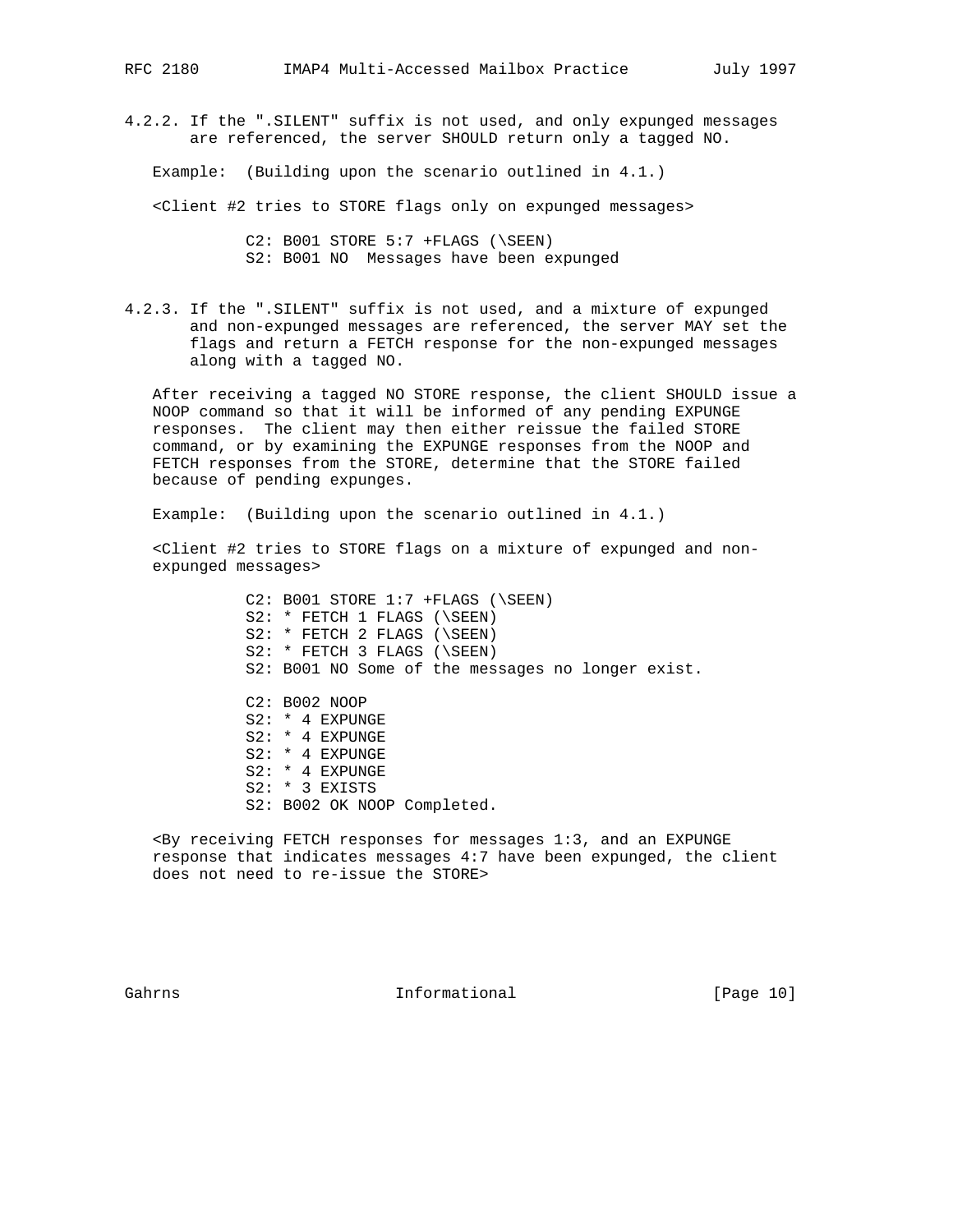4.2.2. If the ".SILENT" suffix is not used, and only expunged messages are referenced, the server SHOULD return only a tagged NO.

Example: (Building upon the scenario outlined in 4.1.)

<Client #2 tries to STORE flags only on expunged messages>

```
C2: B001 STORE 5:7 +FLAGS (\SEEN)
S2: B001 NO  Messages have been expunged
```

4.2.3. If the ".SILENT" suffix is not used, and a mixture of expunged and non-expunged messages are referenced, the server MAY set the flags and return a FETCH response for the non-expunged messages along with a tagged NO.

After receiving a tagged NO STORE response, the client SHOULD issue a NOOP command so that it will be informed of any pending EXPUNGE responses. The client may then either reissue the failed STORE command, or by examining the EXPUNGE responses from the NOOP and FETCH responses from the STORE, determine that the STORE failed because of pending expunges.

Example: (Building upon the scenario outlined in 4.1.)

<Client #2 tries to STORE flags on a mixture of expunged and non-expunged messages>

```
C2: B001 STORE 1:7 +FLAGS (\SEEN)
S2: * FETCH 1 FLAGS (\SEEN)
S2: * FETCH 2 FLAGS (\SEEN)
S2: * FETCH 3 FLAGS (\SEEN)
S2: B001 NO Some of the messages no longer exist.

C2: B002 NOOP
S2: * 4 EXPUNGE
S2: * 4 EXPUNGE
S2: * 4 EXPUNGE
S2: * 4 EXPUNGE
S2: * 3 EXISTS
S2: B002 OK NOOP Completed.
```

<By receiving FETCH responses for messages 1:3, and an EXPUNGE response that indicates messages 4:7 have been expunged, the client does not need to re-issue the STORE>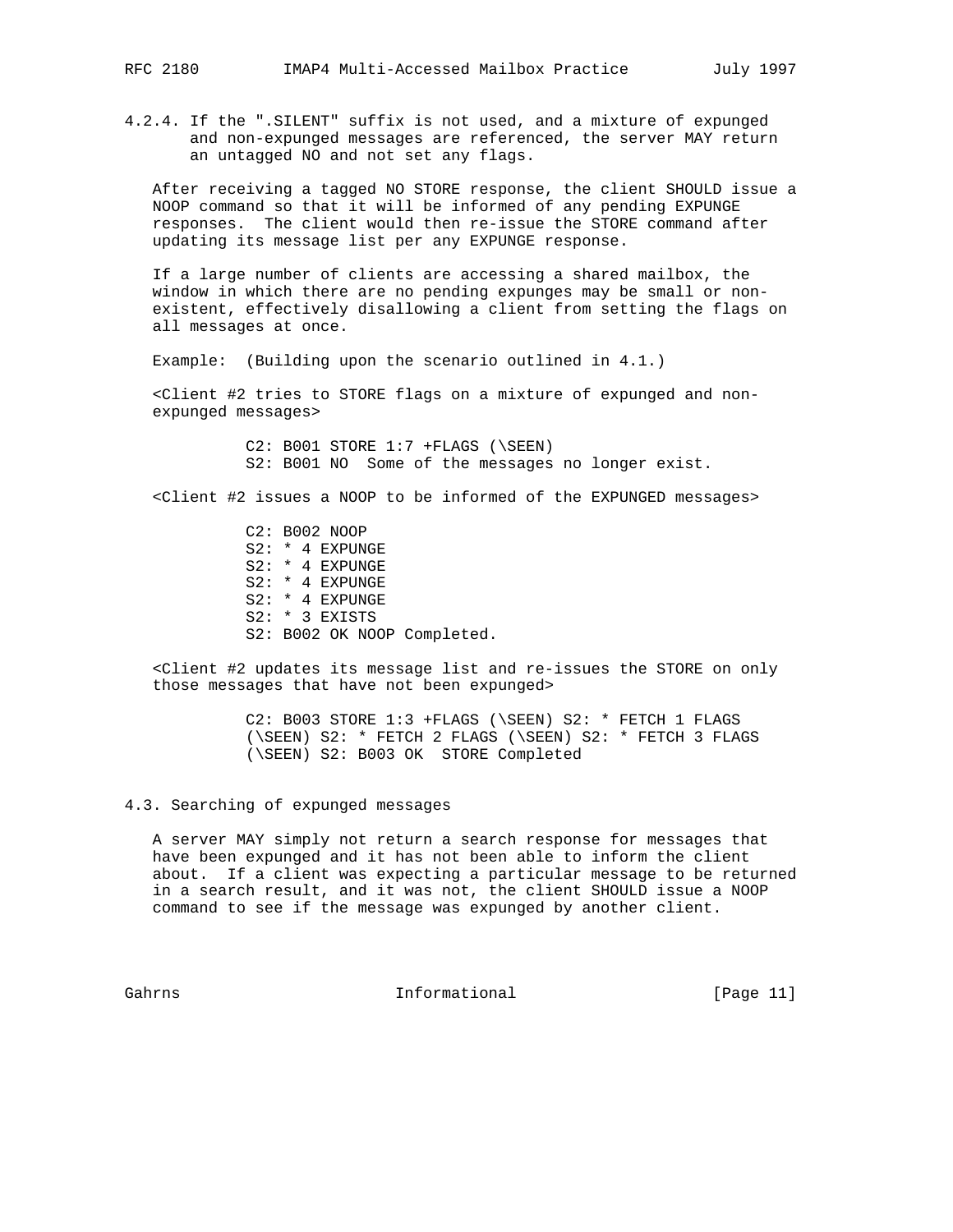4.2.4. If the ".SILENT" suffix is not used, and a mixture of expunged and non-expunged messages are referenced, the server MAY return an untagged NO and not set any flags.

After receiving a tagged NO STORE response, the client SHOULD issue a NOOP command so that it will be informed of any pending EXPUNGE responses. The client would then re-issue the STORE command after updating its message list per any EXPUNGE response.

If a large number of clients are accessing a shared mailbox, the window in which there are no pending expunges may be small or non-existent, effectively disallowing a client from setting the flags on all messages at once.

Example: (Building upon the scenario outlined in 4.1.)

<Client #2 tries to STORE flags on a mixture of expunged and non-expunged messages>

```
C2: B001 STORE 1:7 +FLAGS (\SEEN)
S2: B001 NO  Some of the messages no longer exist.
```

<Client #2 issues a NOOP to be informed of the EXPUNGED messages>

```
C2: B002 NOOP
S2: * 4 EXPUNGE
S2: * 4 EXPUNGE
S2: * 4 EXPUNGE
S2: * 4 EXPUNGE
S2: * 3 EXISTS
S2: B002 OK NOOP Completed.
```

<Client #2 updates its message list and re-issues the STORE on only those messages that have not been expunged>

```
C2: B003 STORE 1:3 +FLAGS (\SEEN) S2: * FETCH 1 FLAGS
(\SEEN) S2: * FETCH 2 FLAGS (\SEEN) S2: * FETCH 3 FLAGS
(\SEEN) S2: B003 OK  STORE Completed
```

## 4.3. Searching of expunged messages

A server MAY simply not return a search response for messages that have been expunged and it has not been able to inform the client about. If a client was expecting a particular message to be returned in a search result, and it was not, the client SHOULD issue a NOOP command to see if the message was expunged by another client.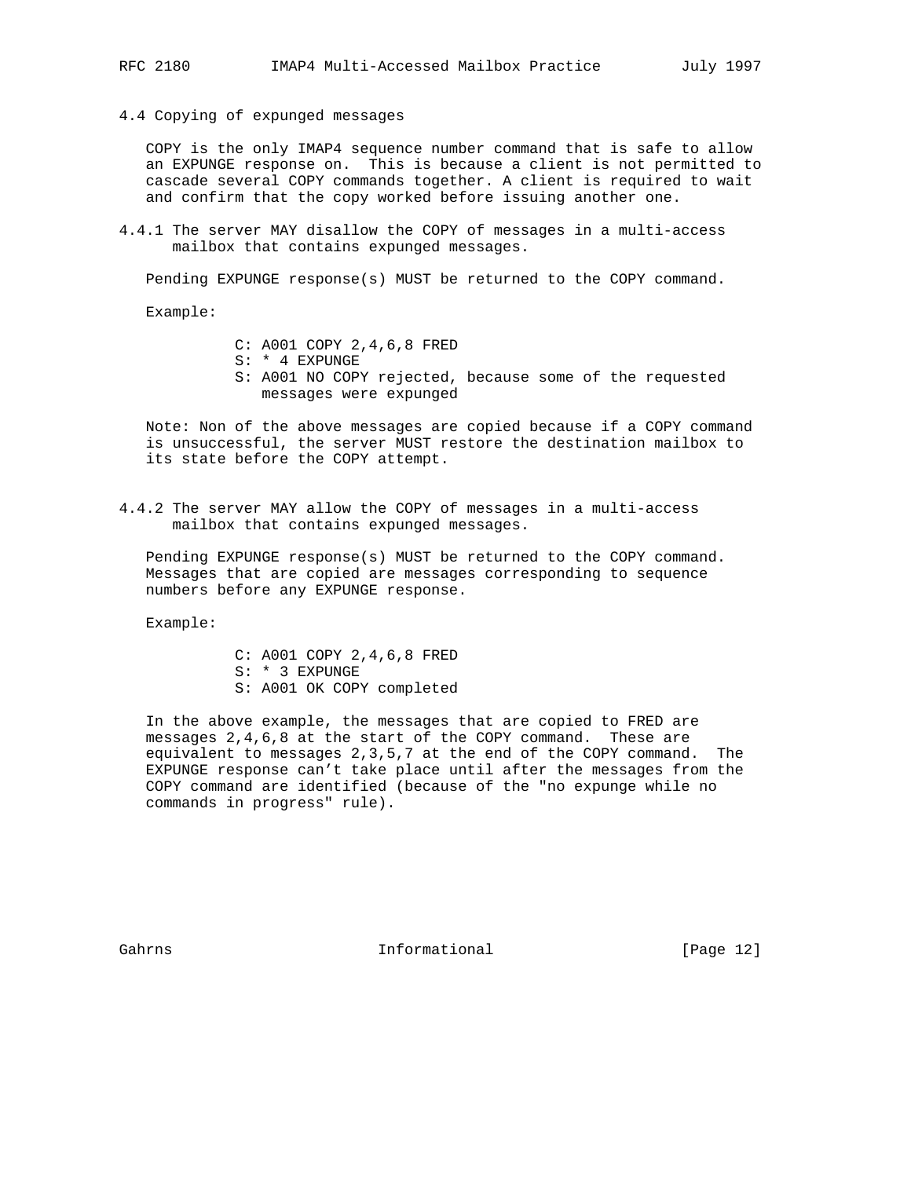### 4.4 Copying of expunged messages

COPY is the only IMAP4 sequence number command that is safe to allow an EXPUNGE response on. This is because a client is not permitted to cascade several COPY commands together. A client is required to wait and confirm that the copy worked before issuing another one.

#### 4.4.1 The server MAY disallow the COPY of messages in a multi-access mailbox that contains expunged messages.

Pending EXPUNGE response(s) MUST be returned to the COPY command.

Example:

```
C: A001 COPY 2,4,6,8 FRED
S: * 4 EXPUNGE
S: A001 NO COPY rejected, because some of the requested
   messages were expunged
```

Note: Non of the above messages are copied because if a COPY command is unsuccessful, the server MUST restore the destination mailbox to its state before the COPY attempt.

#### 4.4.2 The server MAY allow the COPY of messages in a multi-access mailbox that contains expunged messages.

Pending EXPUNGE response(s) MUST be returned to the COPY command. Messages that are copied are messages corresponding to sequence numbers before any EXPUNGE response.

Example:

```
C: A001 COPY 2,4,6,8 FRED
S: * 3 EXPUNGE
S: A001 OK COPY completed
```

In the above example, the messages that are copied to FRED are messages 2,4,6,8 at the start of the COPY command. These are equivalent to messages 2,3,5,7 at the end of the COPY command. The EXPUNGE response can't take place until after the messages from the COPY command are identified (because of the "no expunge while no commands in progress" rule).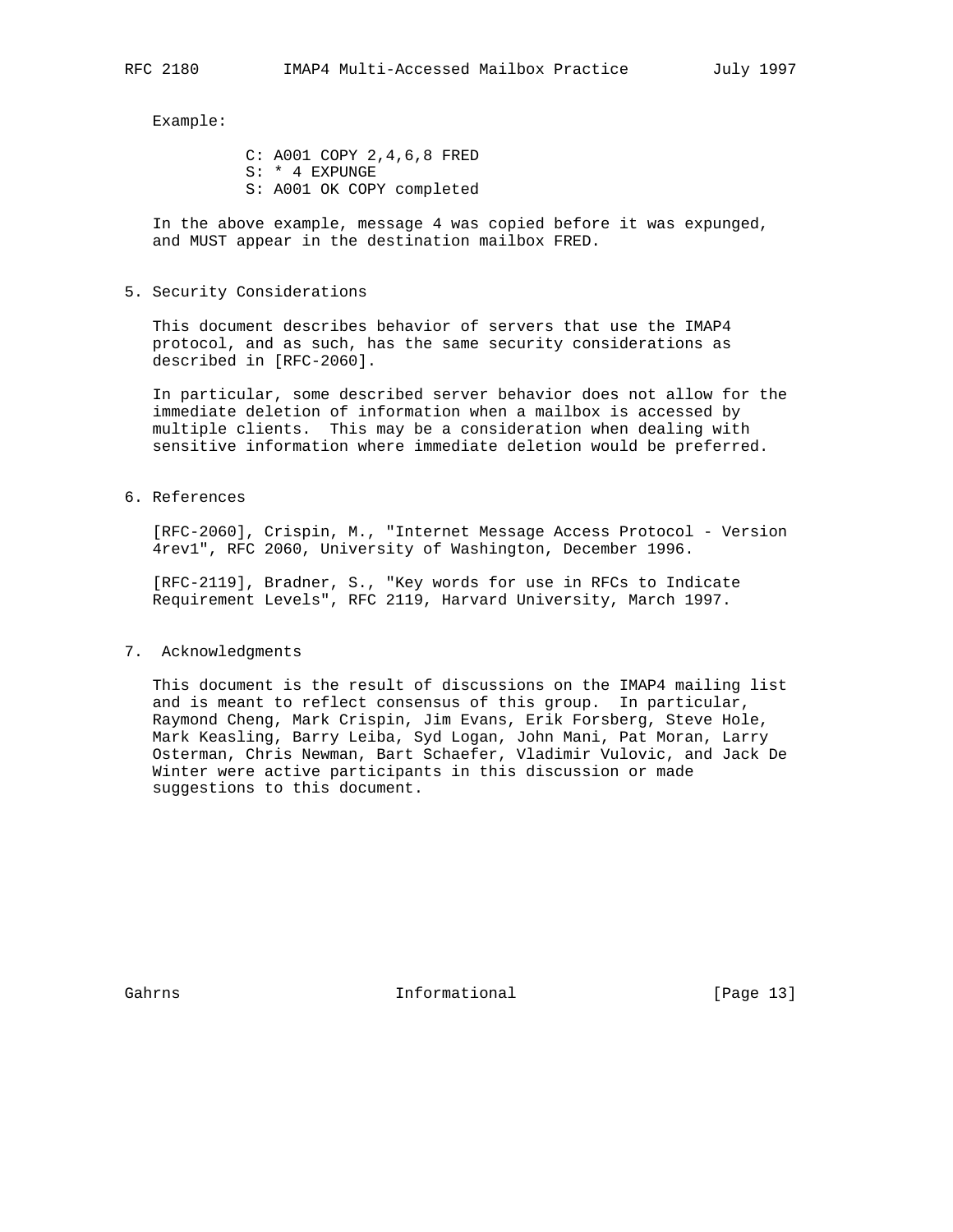Example:

```
C: A001 COPY 2,4,6,8 FRED
S: * 4 EXPUNGE
S: A001 OK COPY completed
```

In the above example, message 4 was copied before it was expunged, and MUST appear in the destination mailbox FRED.

## 5. Security Considerations

This document describes behavior of servers that use the IMAP4 protocol, and as such, has the same security considerations as described in [RFC-2060].

In particular, some described server behavior does not allow for the immediate deletion of information when a mailbox is accessed by multiple clients. This may be a consideration when dealing with sensitive information where immediate deletion would be preferred.

## 6. References

[RFC-2060], Crispin, M., "Internet Message Access Protocol - Version 4rev1", RFC 2060, University of Washington, December 1996.

[RFC-2119], Bradner, S., "Key words for use in RFCs to Indicate Requirement Levels", RFC 2119, Harvard University, March 1997.

## 7. Acknowledgments

This document is the result of discussions on the IMAP4 mailing list and is meant to reflect consensus of this group. In particular, Raymond Cheng, Mark Crispin, Jim Evans, Erik Forsberg, Steve Hole, Mark Keasling, Barry Leiba, Syd Logan, John Mani, Pat Moran, Larry Osterman, Chris Newman, Bart Schaefer, Vladimir Vulovic, and Jack De Winter were active participants in this discussion or made suggestions to this document.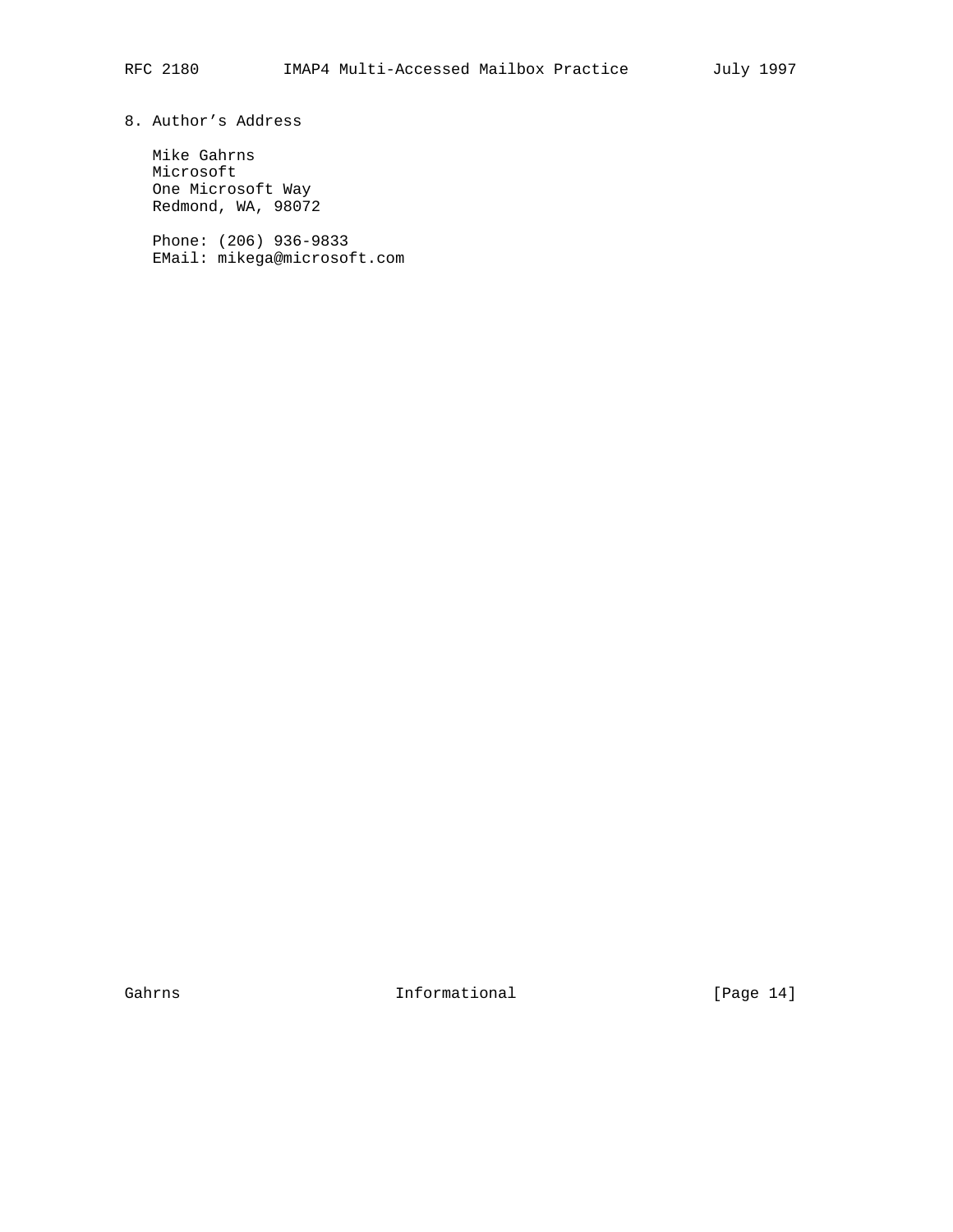## 8. Author's Address

Mike Gahrns
Microsoft
One Microsoft Way
Redmond, WA, 98072

Phone: (206) 936-9833
EMail: mikega@microsoft.com